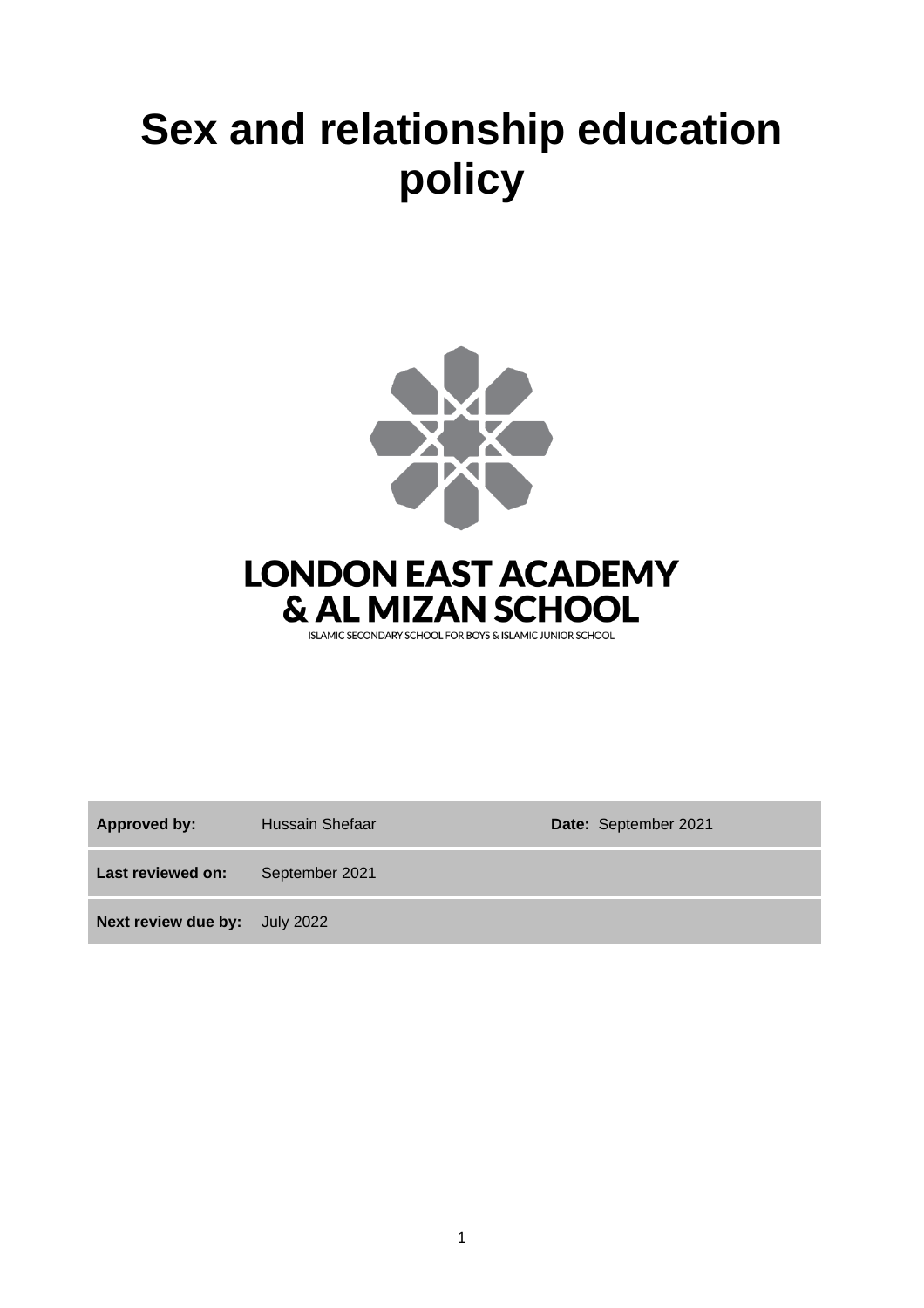# Sex and relationship education policy

**LONDON EAST ACADEMY & AL MIZAN SCHOOL**

ISLAMIC SECONDARY SCHOOL FOR BOYS & ISLAMIC JUNIOR SCHOOL

| **Approved by:** | Hussain Shefaar | **Date:** September 2021 |
|---|---|---|
| **Last reviewed on:** | September 2021 | |
| **Next review due by:** | July 2022 | |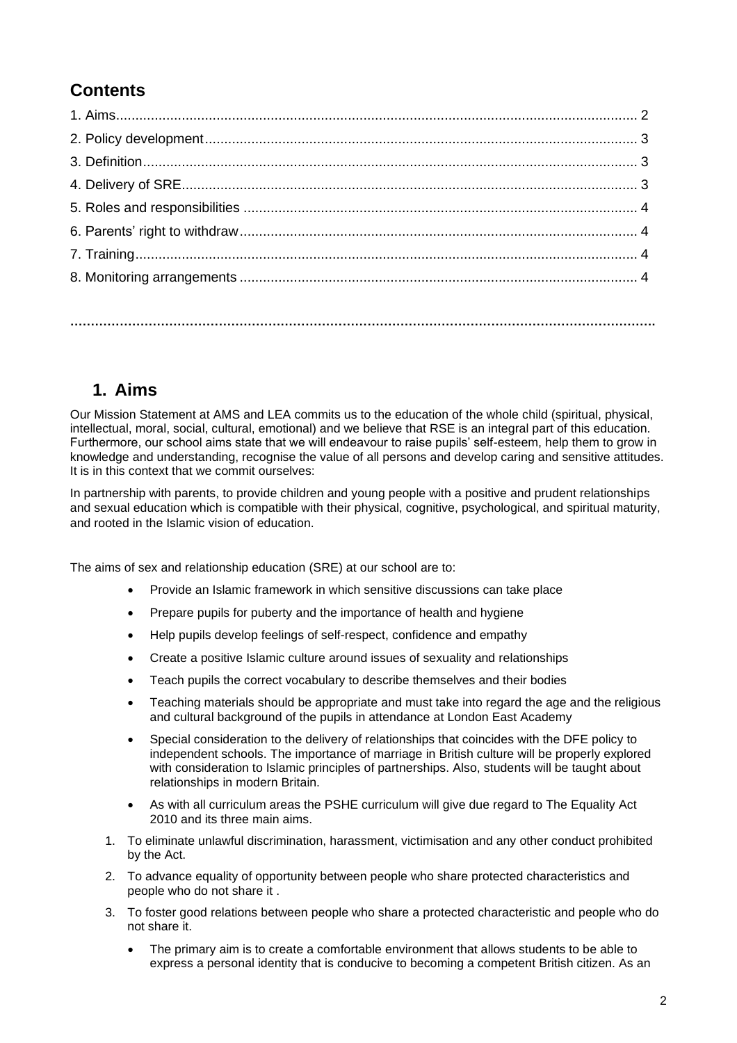## Contents

1. Aims....... 2
2. Policy development....... 3
3. Definition....... 3
4. Delivery of SRE....... 3
5. Roles and responsibilities....... 4
6. Parents' right to withdraw....... 4
7. Training....... 4
8. Monitoring arrangements....... 4

---

## 1. Aims

Our Mission Statement at AMS and LEA commits us to the education of the whole child (spiritual, physical, intellectual, moral, social, cultural, emotional) and we believe that RSE is an integral part of this education. Furthermore, our school aims state that we will endeavour to raise pupils' self-esteem, help them to grow in knowledge and understanding, recognise the value of all persons and develop caring and sensitive attitudes. It is in this context that we commit ourselves:

In partnership with parents, to provide children and young people with a positive and prudent relationships and sexual education which is compatible with their physical, cognitive, psychological, and spiritual maturity, and rooted in the Islamic vision of education.

The aims of sex and relationship education (SRE) at our school are to:

- Provide an Islamic framework in which sensitive discussions can take place
- Prepare pupils for puberty and the importance of health and hygiene
- Help pupils develop feelings of self-respect, confidence and empathy
- Create a positive Islamic culture around issues of sexuality and relationships
- Teach pupils the correct vocabulary to describe themselves and their bodies
- Teaching materials should be appropriate and must take into regard the age and the religious and cultural background of the pupils in attendance at London East Academy
- Special consideration to the delivery of relationships that coincides with the DFE policy to independent schools. The importance of marriage in British culture will be properly explored with consideration to Islamic principles of partnerships. Also, students will be taught about relationships in modern Britain.
- As with all curriculum areas the PSHE curriculum will give due regard to The Equality Act 2010 and its three main aims.

1. To eliminate unlawful discrimination, harassment, victimisation and any other conduct prohibited by the Act.
2. To advance equality of opportunity between people who share protected characteristics and people who do not share it .
3. To foster good relations between people who share a protected characteristic and people who do not share it.

- The primary aim is to create a comfortable environment that allows students to be able to express a personal identity that is conducive to becoming a competent British citizen. As an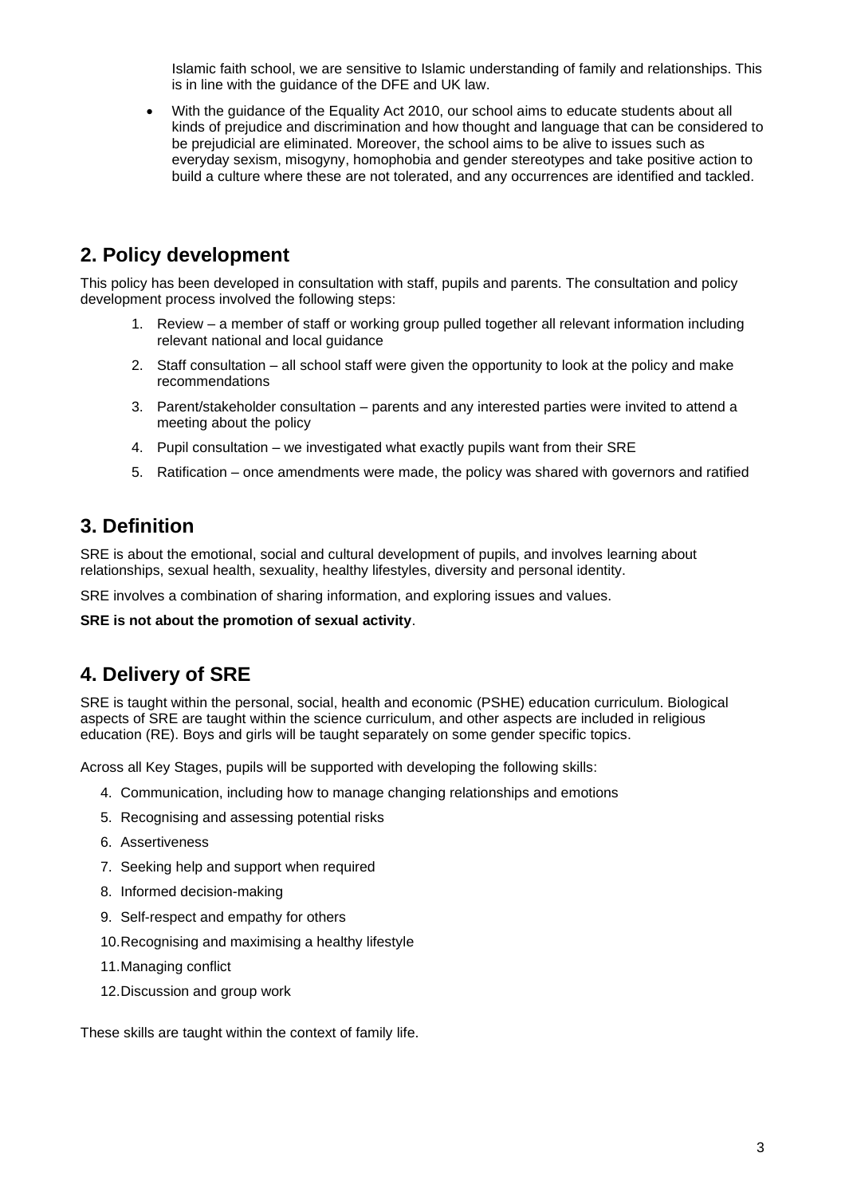Islamic faith school, we are sensitive to Islamic understanding of family and relationships. This is in line with the guidance of the DFE and UK law.

- With the guidance of the Equality Act 2010, our school aims to educate students about all kinds of prejudice and discrimination and how thought and language that can be considered to be prejudicial are eliminated. Moreover, the school aims to be alive to issues such as everyday sexism, misogyny, homophobia and gender stereotypes and take positive action to build a culture where these are not tolerated, and any occurrences are identified and tackled.

## 2. Policy development

This policy has been developed in consultation with staff, pupils and parents. The consultation and policy development process involved the following steps:

1. Review – a member of staff or working group pulled together all relevant information including relevant national and local guidance
2. Staff consultation – all school staff were given the opportunity to look at the policy and make recommendations
3. Parent/stakeholder consultation – parents and any interested parties were invited to attend a meeting about the policy
4. Pupil consultation – we investigated what exactly pupils want from their SRE
5. Ratification – once amendments were made, the policy was shared with governors and ratified

## 3. Definition

SRE is about the emotional, social and cultural development of pupils, and involves learning about relationships, sexual health, sexuality, healthy lifestyles, diversity and personal identity.

SRE involves a combination of sharing information, and exploring issues and values.

**SRE is not about the promotion of sexual activity**.

## 4. Delivery of SRE

SRE is taught within the personal, social, health and economic (PSHE) education curriculum. Biological aspects of SRE are taught within the science curriculum, and other aspects are included in religious education (RE). Boys and girls will be taught separately on some gender specific topics.

Across all Key Stages, pupils will be supported with developing the following skills:

4. Communication, including how to manage changing relationships and emotions
5. Recognising and assessing potential risks
6. Assertiveness
7. Seeking help and support when required
8. Informed decision-making
9. Self-respect and empathy for others
10. Recognising and maximising a healthy lifestyle
11. Managing conflict
12. Discussion and group work

These skills are taught within the context of family life.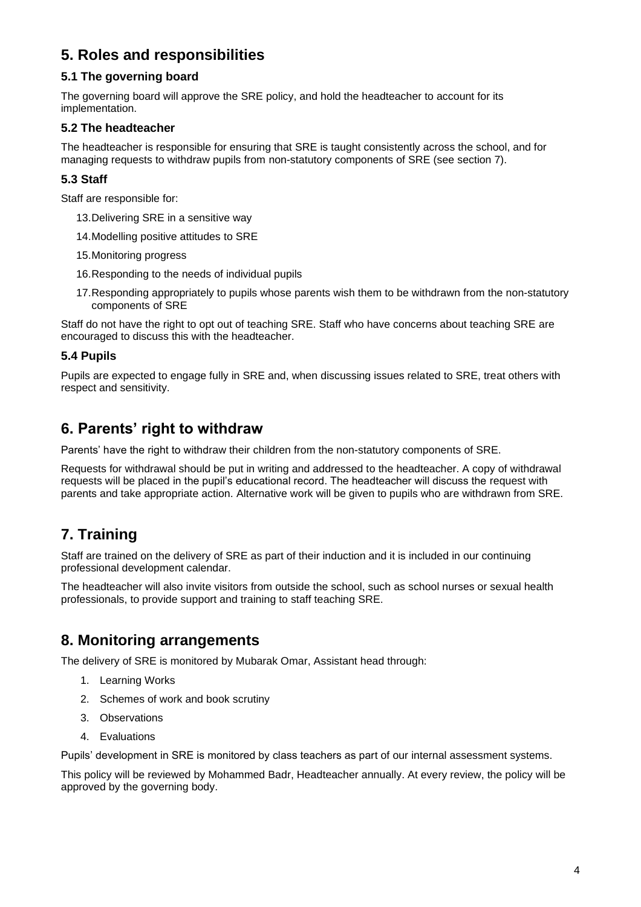## 5. Roles and responsibilities

### 5.1 The governing board

The governing board will approve the SRE policy, and hold the headteacher to account for its implementation.

### 5.2 The headteacher

The headteacher is responsible for ensuring that SRE is taught consistently across the school, and for managing requests to withdraw pupils from non-statutory components of SRE (see section 7).

### 5.3 Staff

Staff are responsible for:

13. Delivering SRE in a sensitive way
14. Modelling positive attitudes to SRE
15. Monitoring progress
16. Responding to the needs of individual pupils
17. Responding appropriately to pupils whose parents wish them to be withdrawn from the non-statutory components of SRE

Staff do not have the right to opt out of teaching SRE. Staff who have concerns about teaching SRE are encouraged to discuss this with the headteacher.

### 5.4 Pupils

Pupils are expected to engage fully in SRE and, when discussing issues related to SRE, treat others with respect and sensitivity.

## 6. Parents' right to withdraw

Parents' have the right to withdraw their children from the non-statutory components of SRE.

Requests for withdrawal should be put in writing and addressed to the headteacher. A copy of withdrawal requests will be placed in the pupil's educational record. The headteacher will discuss the request with parents and take appropriate action. Alternative work will be given to pupils who are withdrawn from SRE.

## 7. Training

Staff are trained on the delivery of SRE as part of their induction and it is included in our continuing professional development calendar.

The headteacher will also invite visitors from outside the school, such as school nurses or sexual health professionals, to provide support and training to staff teaching SRE.

## 8. Monitoring arrangements

The delivery of SRE is monitored by Mubarak Omar, Assistant head through:

1. Learning Works
2. Schemes of work and book scrutiny
3. Observations
4. Evaluations

Pupils' development in SRE is monitored by class teachers as part of our internal assessment systems.

This policy will be reviewed by Mohammed Badr, Headteacher annually. At every review, the policy will be approved by the governing body.